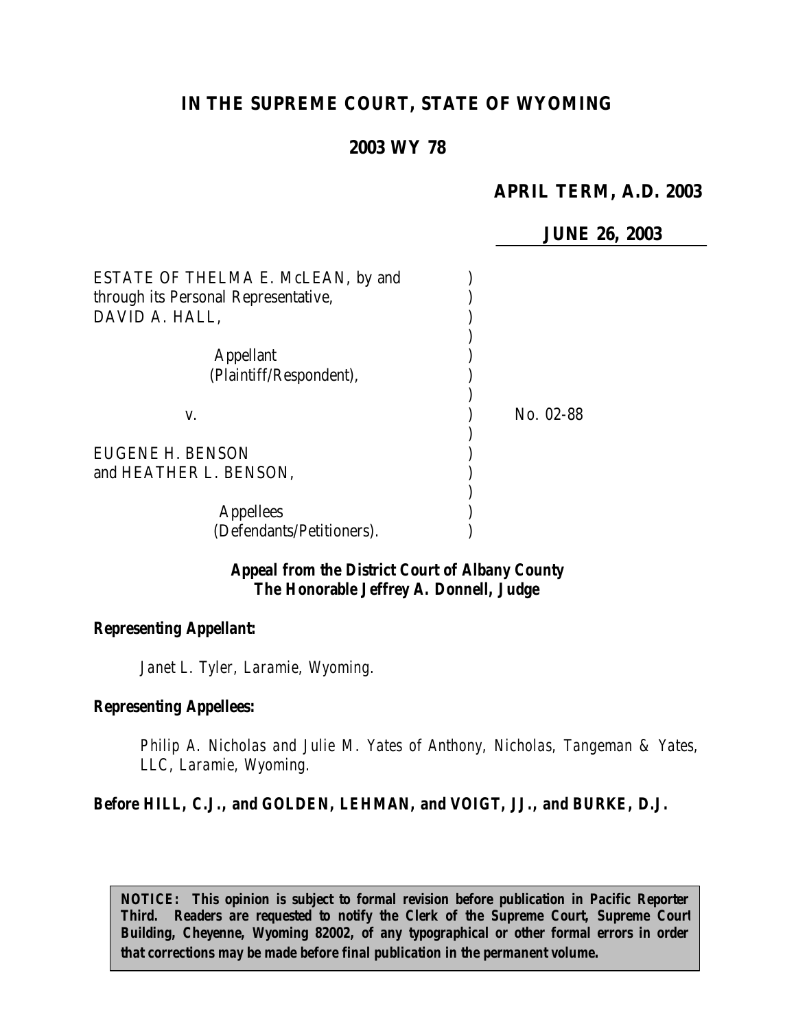# IN THE SUPREME COURT, STATE OF WYOMING

## 2003 WY 78

**APRIL TERM, A.D. 2003**

**JUNE 26, 2003**

ESTATE OF THELMA E. McLEAN, by and through its Personal Representative, DAVID A. HALL,

Appellant (Plaintiff/Respondent),

v.

No. 02-88

EUGENE H. BENSON and HEATHER L. BENSON,

Appellees (Defendants/Petitioners).

**Appeal from the District Court of Albany County**
**The Honorable Jeffrey A. Donnell, Judge**

**Representing Appellant:**

*Janet L. Tyler, Laramie, Wyoming.*

**Representing Appellees:**

*Philip A. Nicholas and Julie M. Yates of Anthony, Nicholas, Tangeman & Yates, LLC, Laramie, Wyoming.*

**Before HILL, C.J., and GOLDEN, LEHMAN, and VOIGT, JJ., and BURKE, D.J.**

**NOTICE: This opinion is subject to formal revision before publication in Pacific Reporter Third. Readers are requested to notify the Clerk of the Supreme Court, Supreme Court Building, Cheyenne, Wyoming 82002, of any typographical or other formal errors in order that corrections may be made before final publication in the permanent volume.**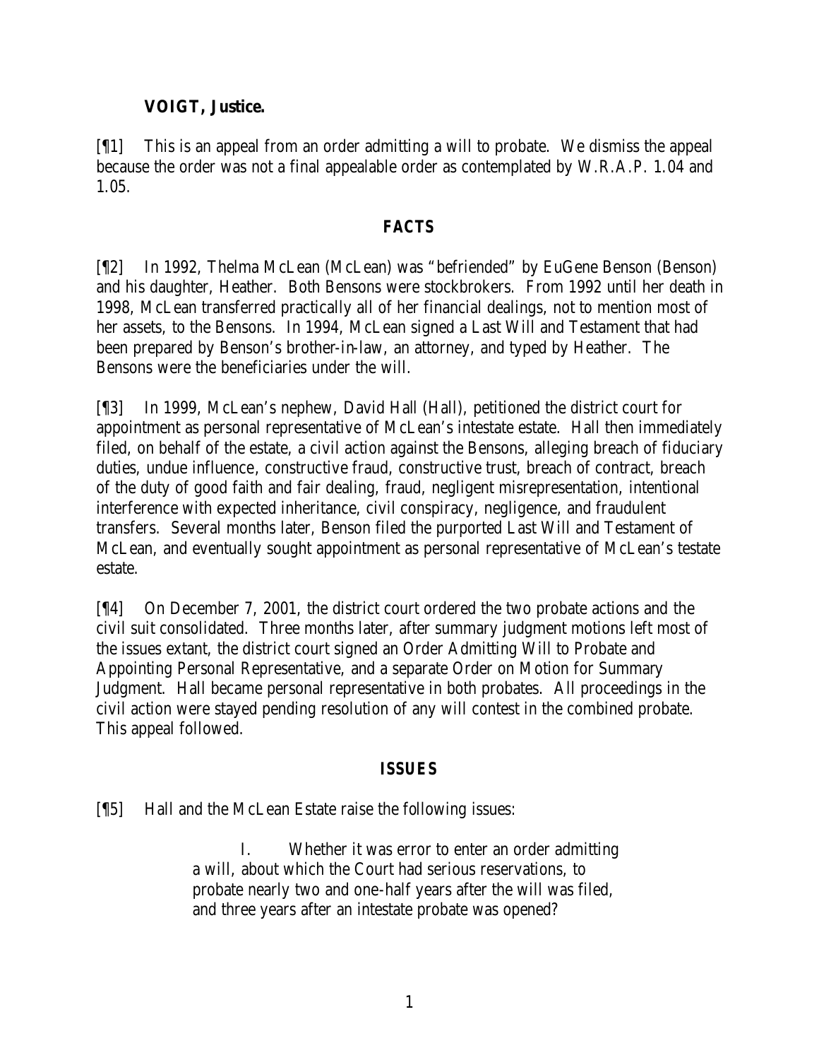**VOIGT, Justice.**

[¶1] This is an appeal from an order admitting a will to probate. We dismiss the appeal because the order was not a final appealable order as contemplated by W.R.A.P. 1.04 and 1.05.

## FACTS

[¶2] In 1992, Thelma McLean (McLean) was "befriended" by EuGene Benson (Benson) and his daughter, Heather. Both Bensons were stockbrokers. From 1992 until her death in 1998, McLean transferred practically all of her financial dealings, not to mention most of her assets, to the Bensons. In 1994, McLean signed a Last Will and Testament that had been prepared by Benson's brother-in-law, an attorney, and typed by Heather. The Bensons were the beneficiaries under the will.

[¶3] In 1999, McLean's nephew, David Hall (Hall), petitioned the district court for appointment as personal representative of McLean's intestate estate. Hall then immediately filed, on behalf of the estate, a civil action against the Bensons, alleging breach of fiduciary duties, undue influence, constructive fraud, constructive trust, breach of contract, breach of the duty of good faith and fair dealing, fraud, negligent misrepresentation, intentional interference with expected inheritance, civil conspiracy, negligence, and fraudulent transfers. Several months later, Benson filed the purported Last Will and Testament of McLean, and eventually sought appointment as personal representative of McLean's testate estate.

[¶4] On December 7, 2001, the district court ordered the two probate actions and the civil suit consolidated. Three months later, after summary judgment motions left most of the issues extant, the district court signed an Order Admitting Will to Probate and Appointing Personal Representative, and a separate Order on Motion for Summary Judgment. Hall became personal representative in both probates. All proceedings in the civil action were stayed pending resolution of any will contest in the combined probate. This appeal followed.

## ISSUES

[¶5] Hall and the McLean Estate raise the following issues:

> I. Whether it was error to enter an order admitting a will, about which the Court had serious reservations, to probate nearly two and one-half years after the will was filed, and three years after an intestate probate was opened?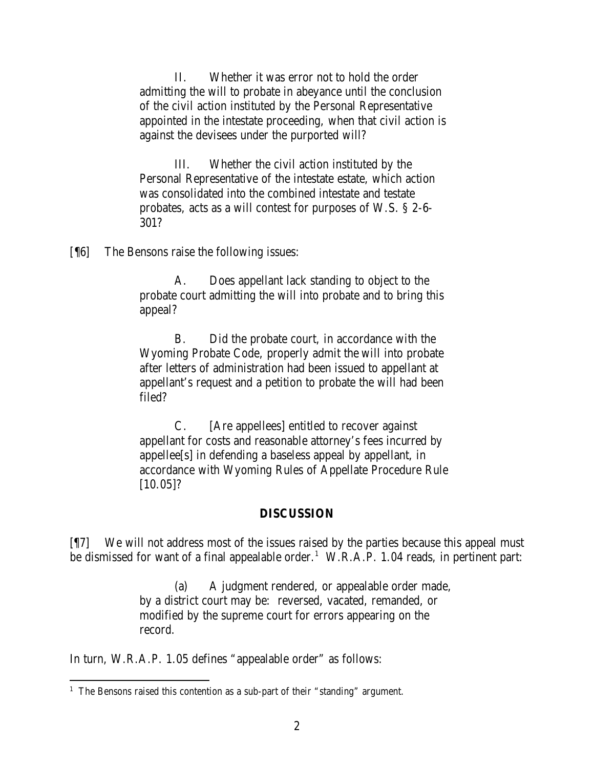> II. Whether it was error not to hold the order admitting the will to probate in abeyance until the conclusion of the civil action instituted by the Personal Representative appointed in the intestate proceeding, when that civil action is against the devisees under the purported will?
>
> III. Whether the civil action instituted by the Personal Representative of the intestate estate, which action was consolidated into the combined intestate and testate probates, acts as a will contest for purposes of W.S. § 2-6-301?

[¶6] The Bensons raise the following issues:

> A. Does appellant lack standing to object to the probate court admitting the will into probate and to bring this appeal?
>
> B. Did the probate court, in accordance with the Wyoming Probate Code, properly admit the will into probate after letters of administration had been issued to appellant at appellant's request and a petition to probate the will had been filed?
>
> C. [Are appellees] entitled to recover against appellant for costs and reasonable attorney's fees incurred by appellee[s] in defending a baseless appeal by appellant, in accordance with Wyoming Rules of Appellate Procedure Rule [10.05]?

## DISCUSSION

[¶7] We will not address most of the issues raised by the parties because this appeal must be dismissed for want of a final appealable order.[1] W.R.A.P. 1.04 reads, in pertinent part:

> (a) A judgment rendered, or appealable order made, by a district court may be: reversed, vacated, remanded, or modified by the supreme court for errors appearing on the record.

In turn, W.R.A.P. 1.05 defines "appealable order" as follows:

[1] The Bensons raised this contention as a sub-part of their "standing" argument.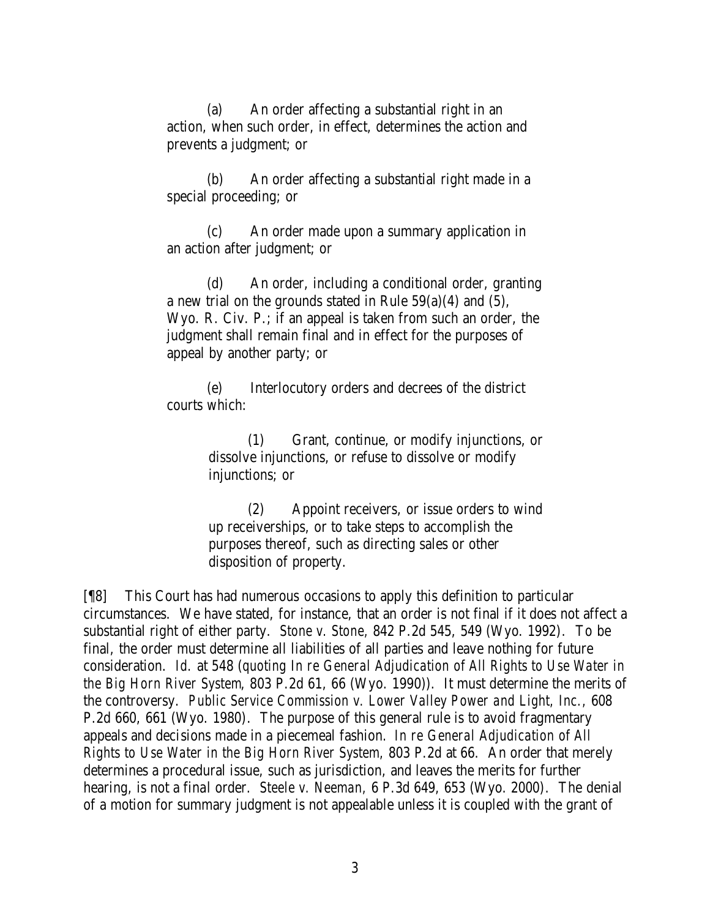(a) An order affecting a substantial right in an action, when such order, in effect, determines the action and prevents a judgment; or

(b) An order affecting a substantial right made in a special proceeding; or

(c) An order made upon a summary application in an action after judgment; or

(d) An order, including a conditional order, granting a new trial on the grounds stated in Rule 59(a)(4) and (5), Wyo. R. Civ. P.; if an appeal is taken from such an order, the judgment shall remain final and in effect for the purposes of appeal by another party; or

(e) Interlocutory orders and decrees of the district courts which:

> (1) Grant, continue, or modify injunctions, or dissolve injunctions, or refuse to dissolve or modify injunctions; or
>
> (2) Appoint receivers, or issue orders to wind up receiverships, or to take steps to accomplish the purposes thereof, such as directing sales or other disposition of property.

[¶8] This Court has had numerous occasions to apply this definition to particular circumstances. We have stated, for instance, that an order is not final if it does not affect a substantial right of either party. *Stone v. Stone,* 842 P.2d 545, 549 (Wyo. 1992). To be final, the order must determine all liabilities of all parties and leave nothing for future consideration. *Id.* at 548 (*quoting In re General Adjudication of All Rights to Use Water in the Big Horn River System,* 803 P.2d 61, 66 (Wyo. 1990)). It must determine the merits of the controversy. *Public Service Commission v. Lower Valley Power and Light, Inc.*, 608 P.2d 660, 661 (Wyo. 1980). The purpose of this general rule is to avoid fragmentary appeals and decisions made in a piecemeal fashion. *In re General Adjudication of All Rights to Use Water in the Big Horn River System,* 803 P.2d at 66. An order that merely determines a procedural issue, such as jurisdiction, and leaves the merits for further hearing, is not a final order. *Steele v. Neeman,* 6 P.3d 649, 653 (Wyo. 2000). The denial of a motion for summary judgment is not appealable unless it is coupled with the grant of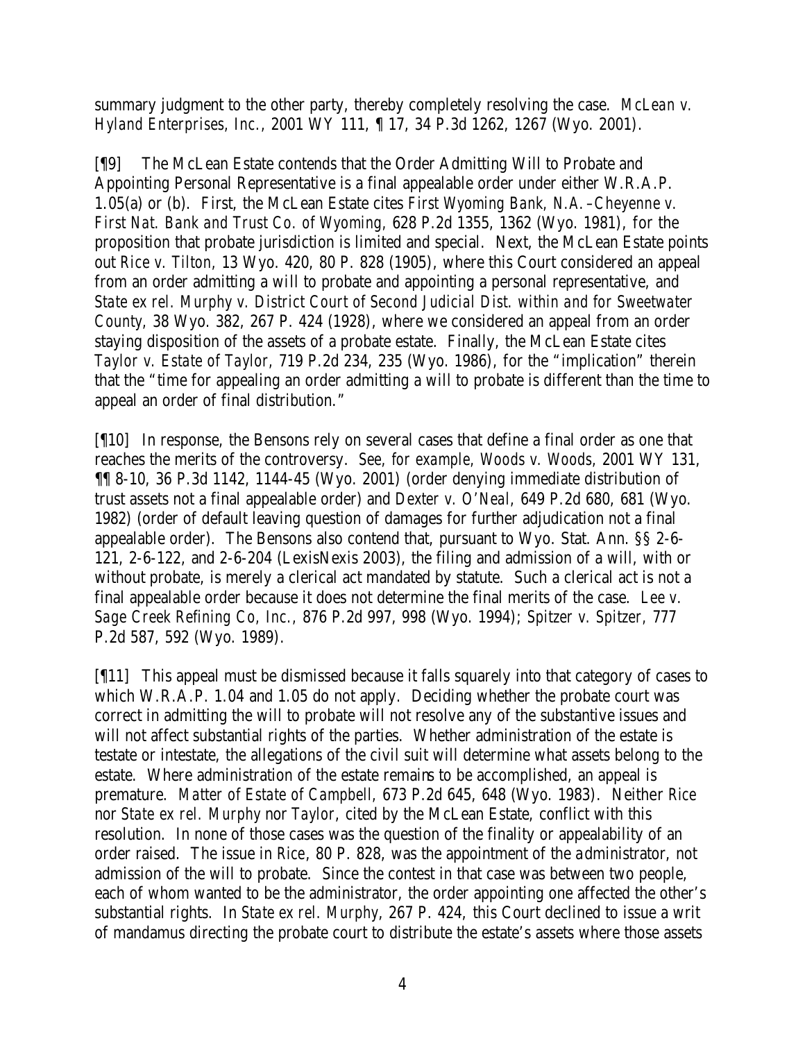summary judgment to the other party, thereby completely resolving the case. *McLean v. Hyland Enterprises, Inc.*, 2001 WY 111, ¶ 17, 34 P.3d 1262, 1267 (Wyo. 2001).

[¶9] The McLean Estate contends that the Order Admitting Will to Probate and Appointing Personal Representative is a final appealable order under either W.R.A.P. 1.05(a) or (b). First, the McLean Estate cites *First Wyoming Bank, N.A.–Cheyenne v. First Nat. Bank and Trust Co. of Wyoming*, 628 P.2d 1355, 1362 (Wyo. 1981), for the proposition that probate jurisdiction is limited and special. Next, the McLean Estate points out *Rice v. Tilton*, 13 Wyo. 420, 80 P. 828 (1905), where this Court considered an appeal from an order admitting a will to probate and appointing a personal representative, and *State ex rel. Murphy v. District Court of Second Judicial Dist. within and for Sweetwater County*, 38 Wyo. 382, 267 P. 424 (1928), where we considered an appeal from an order staying disposition of the assets of a probate estate. Finally, the McLean Estate cites *Taylor v. Estate of Taylor*, 719 P.2d 234, 235 (Wyo. 1986), for the "implication" therein that the "time for appealing an order admitting a will to probate is different than the time to appeal an order of final distribution."

[¶10] In response, the Bensons rely on several cases that define a final order as one that reaches the merits of the controversy. *See, for example, Woods v. Woods*, 2001 WY 131, ¶¶ 8-10, 36 P.3d 1142, 1144-45 (Wyo. 2001) (order denying immediate distribution of trust assets not a final appealable order) and *Dexter v. O'Neal*, 649 P.2d 680, 681 (Wyo. 1982) (order of default leaving question of damages for further adjudication not a final appealable order). The Bensons also contend that, pursuant to Wyo. Stat. Ann. §§ 2-6-121, 2-6-122, and 2-6-204 (LexisNexis 2003), the filing and admission of a will, with or without probate, is merely a clerical act mandated by statute. Such a clerical act is not a final appealable order because it does not determine the final merits of the case. *Lee v. Sage Creek Refining Co, Inc.*, 876 P.2d 997, 998 (Wyo. 1994); *Spitzer v. Spitzer*, 777 P.2d 587, 592 (Wyo. 1989).

[¶11] This appeal must be dismissed because it falls squarely into that category of cases to which W.R.A.P. 1.04 and 1.05 do not apply. Deciding whether the probate court was correct in admitting the will to probate will not resolve any of the substantive issues and will not affect substantial rights of the parties. Whether administration of the estate is testate or intestate, the allegations of the civil suit will determine what assets belong to the estate. Where administration of the estate remains to be accomplished, an appeal is premature. *Matter of Estate of Campbell*, 673 P.2d 645, 648 (Wyo. 1983). Neither *Rice* nor *State ex rel. Murphy* nor *Taylor*, cited by the McLean Estate, conflict with this resolution. In none of those cases was the question of the finality or appealability of an order raised. The issue in *Rice*, 80 P. 828, was the appointment of the administrator, not admission of the will to probate. Since the contest in that case was between two people, each of whom wanted to be the administrator, the order appointing one affected the other's substantial rights. In *State ex rel. Murphy*, 267 P. 424, this Court declined to issue a writ of mandamus directing the probate court to distribute the estate's assets where those assets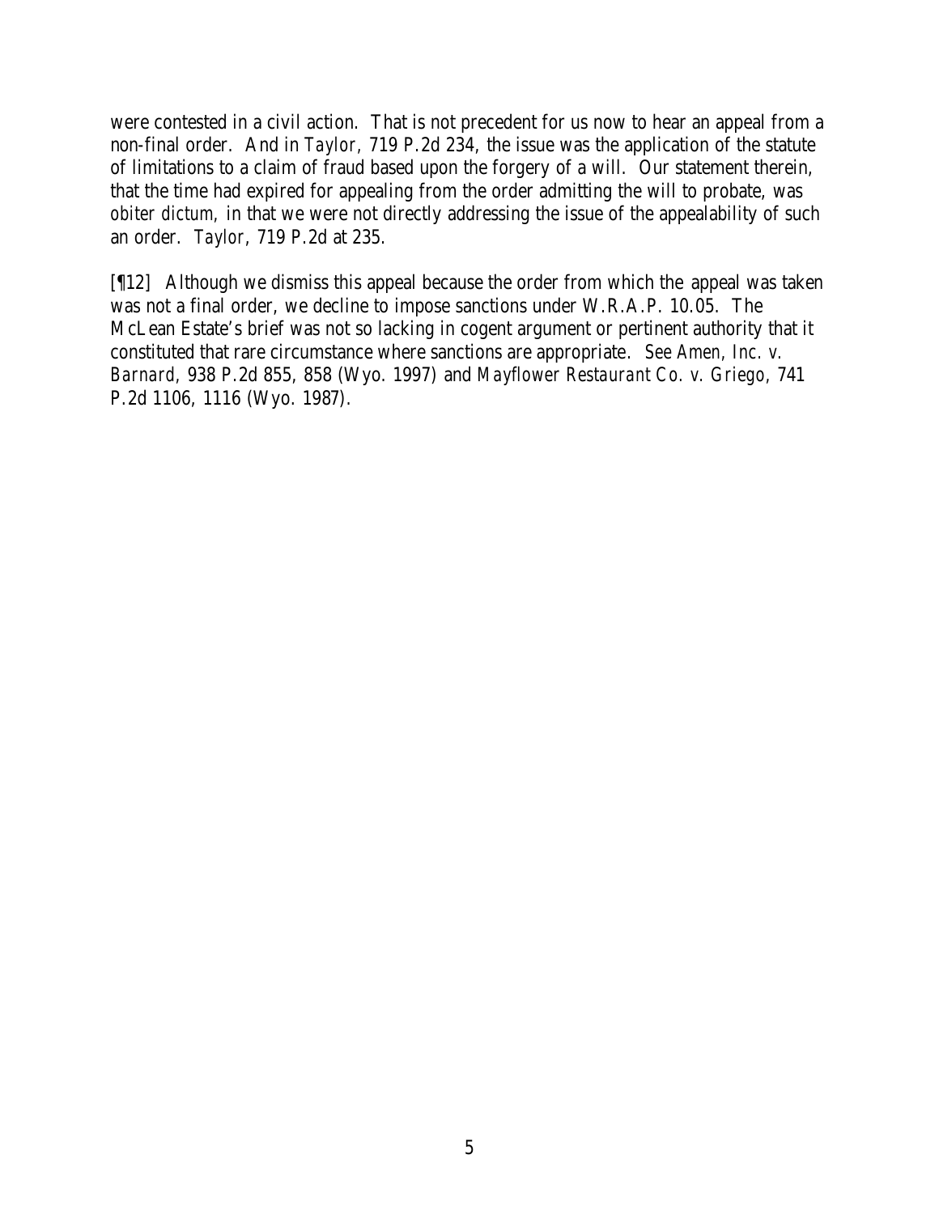were contested in a civil action. That is not precedent for us now to hear an appeal from a non-final order. And in *Taylor*, 719 P.2d 234, the issue was the application of the statute of limitations to a claim of fraud based upon the forgery of a will. Our statement therein, that the time had expired for appealing from the order admitting the will to probate, was *obiter dictum*, in that we were not directly addressing the issue of the appealability of such an order. *Taylor*, 719 P.2d at 235.

[¶12] Although we dismiss this appeal because the order from which the appeal was taken was not a final order, we decline to impose sanctions under W.R.A.P. 10.05. The McLean Estate's brief was not so lacking in cogent argument or pertinent authority that it constituted that rare circumstance where sanctions are appropriate. *See Amen, Inc. v. Barnard*, 938 P.2d 855, 858 (Wyo. 1997) and *Mayflower Restaurant Co. v. Griego*, 741 P.2d 1106, 1116 (Wyo. 1987).